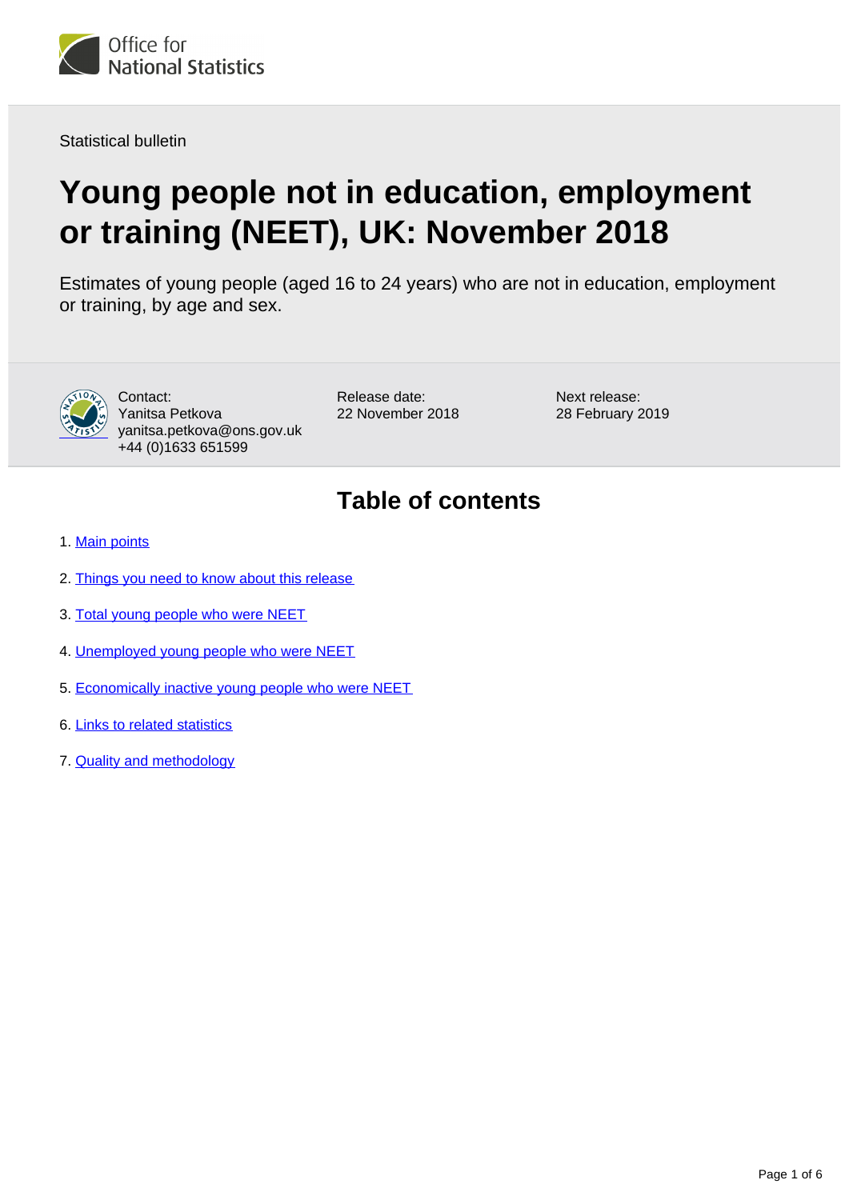Office for National Statistics

Statistical bulletin

# Young people not in education, employment or training (NEET), UK: November 2018

Estimates of young people (aged 16 to 24 years) who are not in education, employment or training, by age and sex.

Contact:
Yanitsa Petkova
yanitsa.petkova@ons.gov.uk
+44 (0)1633 651599

Release date:
22 November 2018

Next release:
28 February 2019

## Table of contents

1. Main points
2. Things you need to know about this release
3. Total young people who were NEET
4. Unemployed young people who were NEET
5. Economically inactive young people who were NEET
6. Links to related statistics
7. Quality and methodology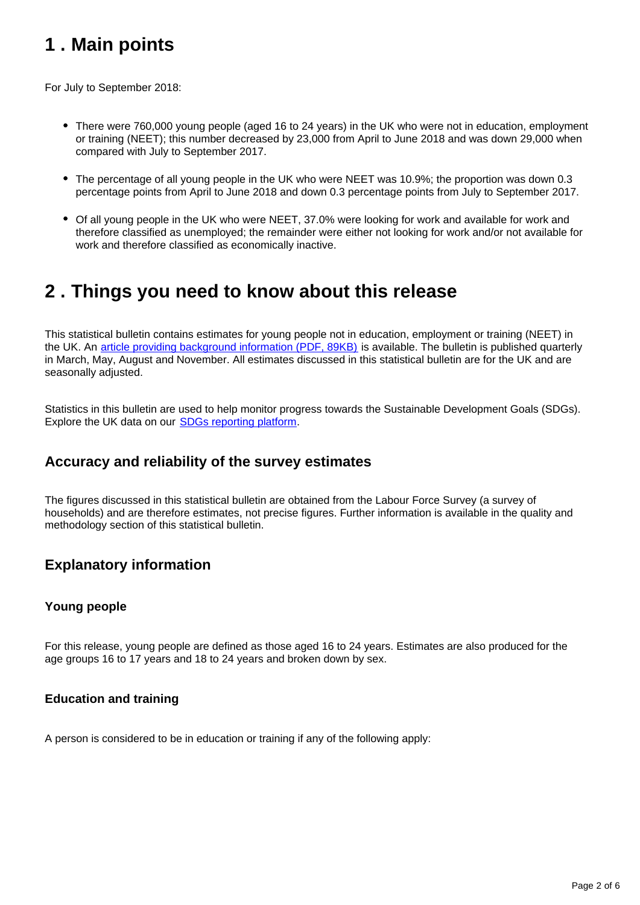## 1 . Main points

For July to September 2018:

- There were 760,000 young people (aged 16 to 24 years) in the UK who were not in education, employment or training (NEET); this number decreased by 23,000 from April to June 2018 and was down 29,000 when compared with July to September 2017.
- The percentage of all young people in the UK who were NEET was 10.9%; the proportion was down 0.3 percentage points from April to June 2018 and down 0.3 percentage points from July to September 2017.
- Of all young people in the UK who were NEET, 37.0% were looking for work and available for work and therefore classified as unemployed; the remainder were either not looking for work and/or not available for work and therefore classified as economically inactive.

## 2 . Things you need to know about this release

This statistical bulletin contains estimates for young people not in education, employment or training (NEET) in the UK. An [article providing background information (PDF, 89KB)] is available. The bulletin is published quarterly in March, May, August and November. All estimates discussed in this statistical bulletin are for the UK and are seasonally adjusted.

Statistics in this bulletin are used to help monitor progress towards the Sustainable Development Goals (SDGs). Explore the UK data on our [SDGs reporting platform].

### Accuracy and reliability of the survey estimates

The figures discussed in this statistical bulletin are obtained from the Labour Force Survey (a survey of households) and are therefore estimates, not precise figures. Further information is available in the quality and methodology section of this statistical bulletin.

### Explanatory information

#### Young people

For this release, young people are defined as those aged 16 to 24 years. Estimates are also produced for the age groups 16 to 17 years and 18 to 24 years and broken down by sex.

#### Education and training

A person is considered to be in education or training if any of the following apply: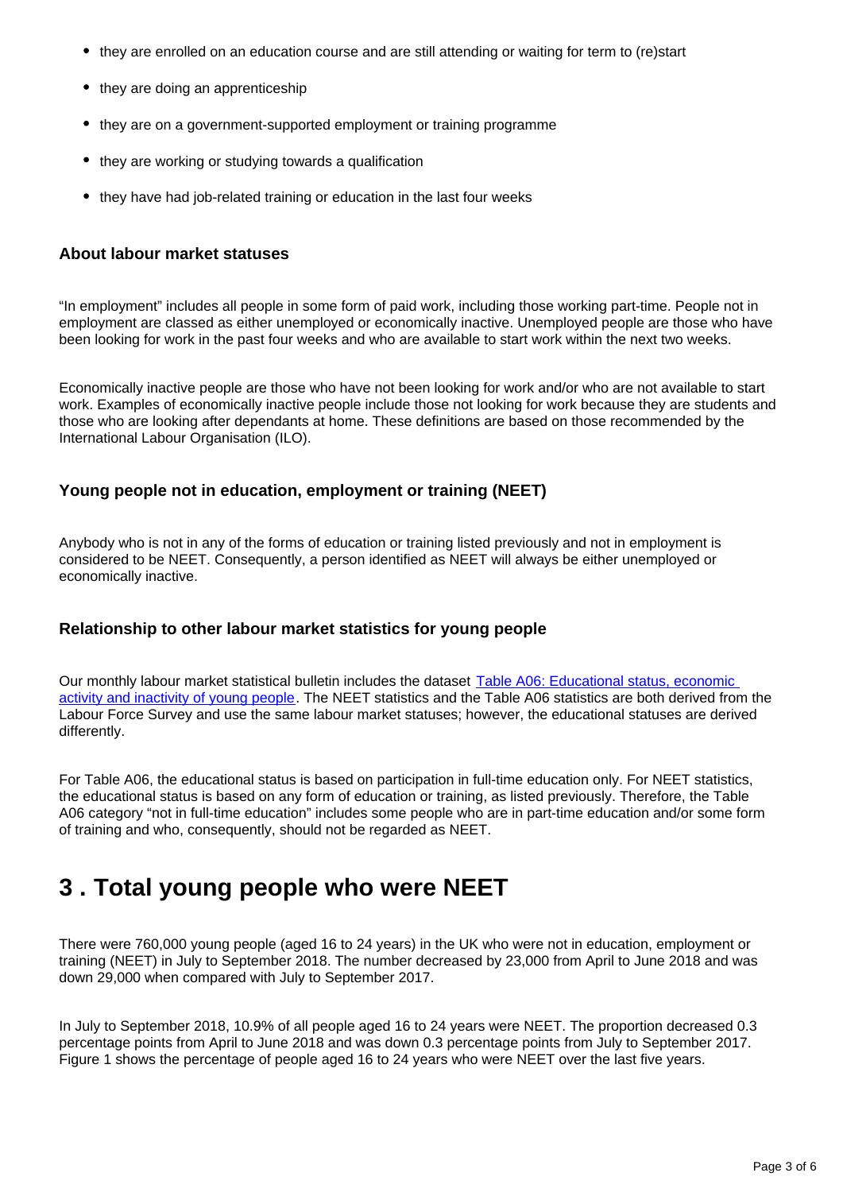- they are enrolled on an education course and are still attending or waiting for term to (re)start
- they are doing an apprenticeship
- they are on a government-supported employment or training programme
- they are working or studying towards a qualification
- they have had job-related training or education in the last four weeks

### About labour market statuses

"In employment" includes all people in some form of paid work, including those working part-time. People not in employment are classed as either unemployed or economically inactive. Unemployed people are those who have been looking for work in the past four weeks and who are available to start work within the next two weeks.

Economically inactive people are those who have not been looking for work and/or who are not available to start work. Examples of economically inactive people include those not looking for work because they are students and those who are looking after dependants at home. These definitions are based on those recommended by the International Labour Organisation (ILO).

### Young people not in education, employment or training (NEET)

Anybody who is not in any of the forms of education or training listed previously and not in employment is considered to be NEET. Consequently, a person identified as NEET will always be either unemployed or economically inactive.

### Relationship to other labour market statistics for young people

Our monthly labour market statistical bulletin includes the dataset [Table A06: Educational status, economic activity and inactivity of young people](). The NEET statistics and the Table A06 statistics are both derived from the Labour Force Survey and use the same labour market statuses; however, the educational statuses are derived differently.

For Table A06, the educational status is based on participation in full-time education only. For NEET statistics, the educational status is based on any form of education or training, as listed previously. Therefore, the Table A06 category "not in full-time education" includes some people who are in part-time education and/or some form of training and who, consequently, should not be regarded as NEET.

## 3 . Total young people who were NEET

There were 760,000 young people (aged 16 to 24 years) in the UK who were not in education, employment or training (NEET) in July to September 2018. The number decreased by 23,000 from April to June 2018 and was down 29,000 when compared with July to September 2017.

In July to September 2018, 10.9% of all people aged 16 to 24 years were NEET. The proportion decreased 0.3 percentage points from April to June 2018 and was down 0.3 percentage points from July to September 2017. Figure 1 shows the percentage of people aged 16 to 24 years who were NEET over the last five years.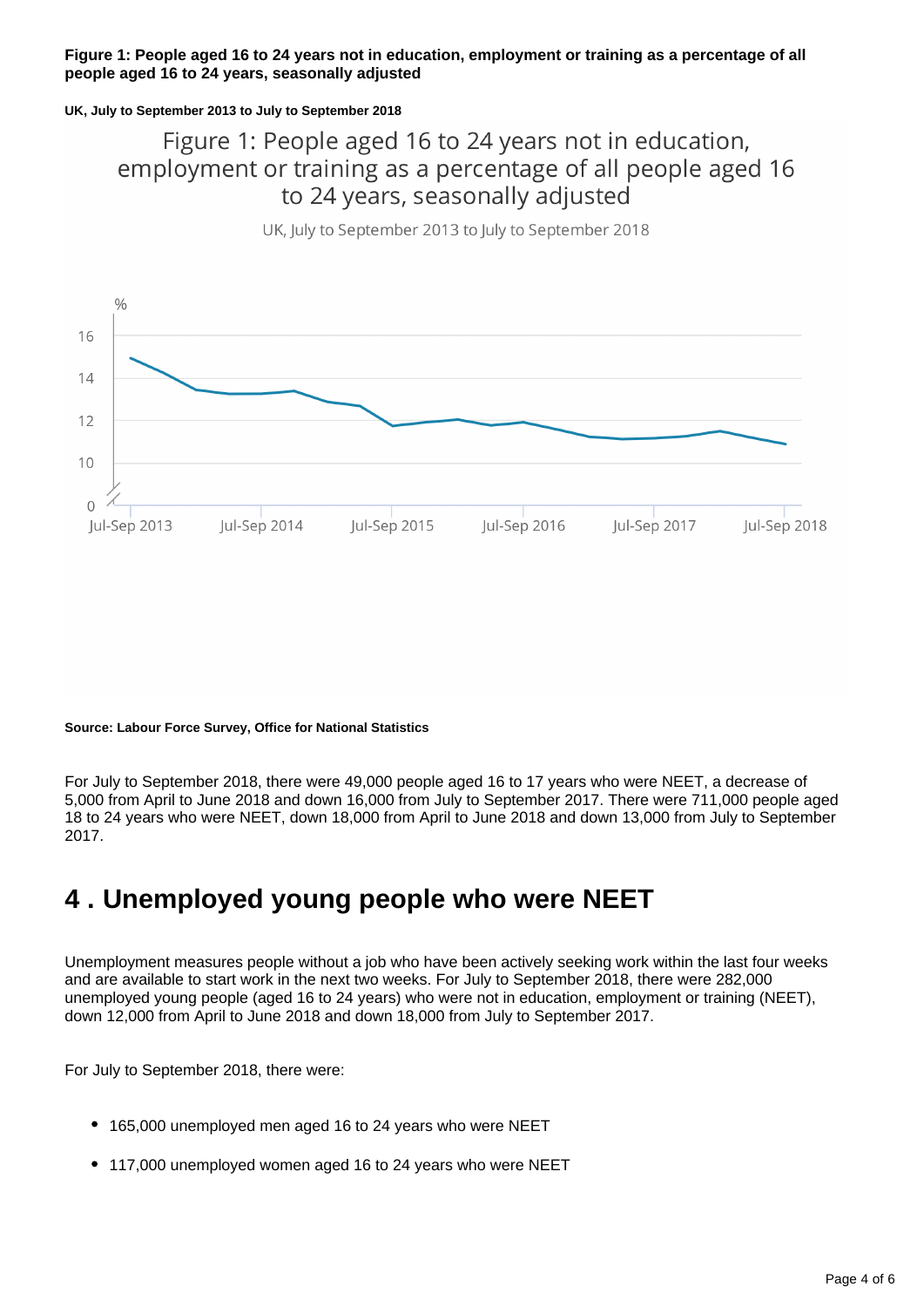**Figure 1: People aged 16 to 24 years not in education, employment or training as a percentage of all people aged 16 to 24 years, seasonally adjusted**

**UK, July to September 2013 to July to September 2018**

**Source: Labour Force Survey, Office for National Statistics**

For July to September 2018, there were 49,000 people aged 16 to 17 years who were NEET, a decrease of 5,000 from April to June 2018 and down 16,000 from July to September 2017. There were 711,000 people aged 18 to 24 years who were NEET, down 18,000 from April to June 2018 and down 13,000 from July to September 2017.

## 4 . Unemployed young people who were NEET

Unemployment measures people without a job who have been actively seeking work within the last four weeks and are available to start work in the next two weeks. For July to September 2018, there were 282,000 unemployed young people (aged 16 to 24 years) who were not in education, employment or training (NEET), down 12,000 from April to June 2018 and down 18,000 from July to September 2017.

For July to September 2018, there were:

- 165,000 unemployed men aged 16 to 24 years who were NEET
- 117,000 unemployed women aged 16 to 24 years who were NEET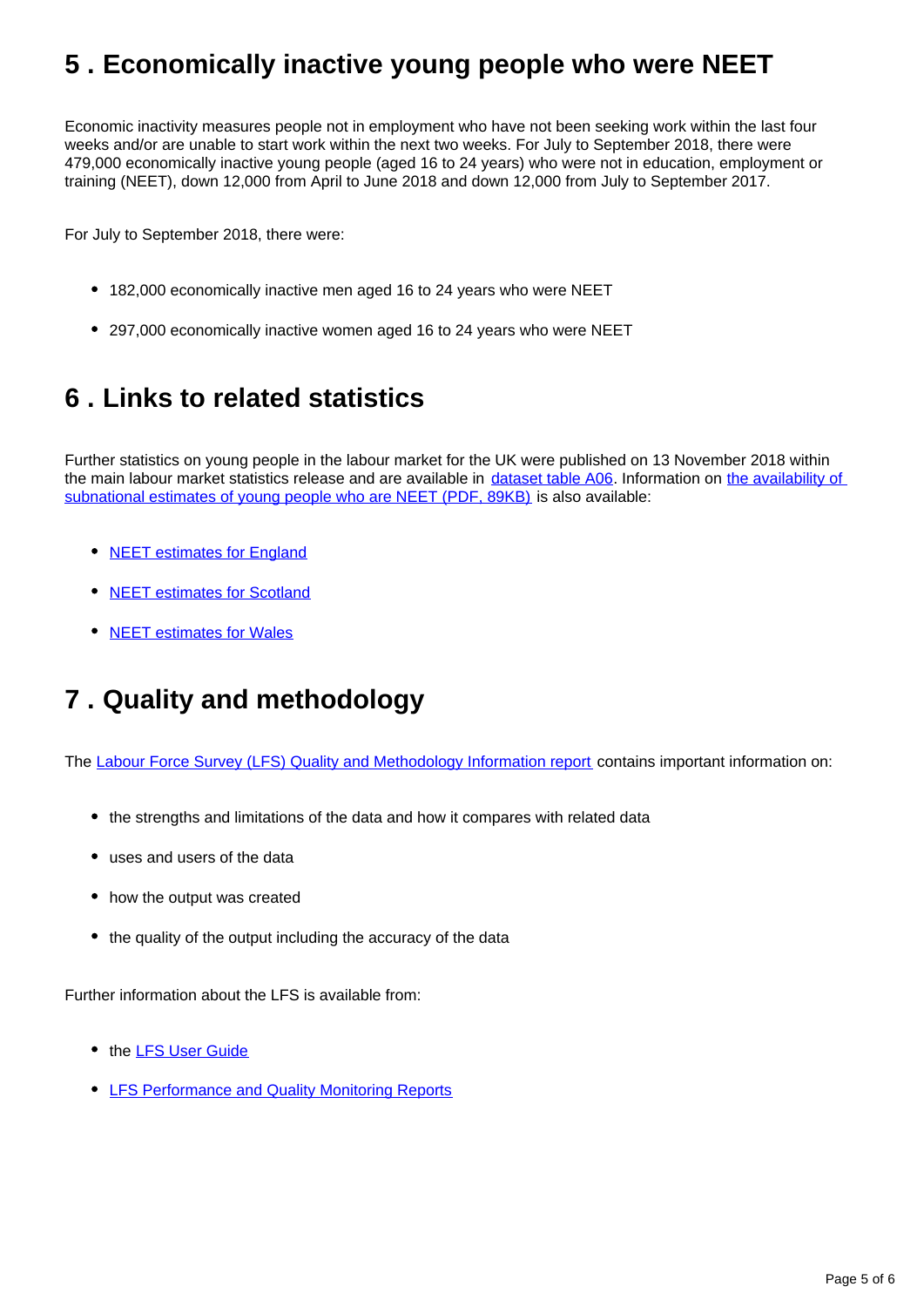## 5 . Economically inactive young people who were NEET

Economic inactivity measures people not in employment who have not been seeking work within the last four weeks and/or are unable to start work within the next two weeks. For July to September 2018, there were 479,000 economically inactive young people (aged 16 to 24 years) who were not in education, employment or training (NEET), down 12,000 from April to June 2018 and down 12,000 from July to September 2017.

For July to September 2018, there were:

- 182,000 economically inactive men aged 16 to 24 years who were NEET
- 297,000 economically inactive women aged 16 to 24 years who were NEET

## 6 . Links to related statistics

Further statistics on young people in the labour market for the UK were published on 13 November 2018 within the main labour market statistics release and are available in dataset table A06. Information on the availability of subnational estimates of young people who are NEET (PDF, 89KB) is also available:

- NEET estimates for England
- NEET estimates for Scotland
- NEET estimates for Wales

## 7 . Quality and methodology

The Labour Force Survey (LFS) Quality and Methodology Information report contains important information on:

- the strengths and limitations of the data and how it compares with related data
- uses and users of the data
- how the output was created
- the quality of the output including the accuracy of the data

Further information about the LFS is available from:

- the LFS User Guide
- LFS Performance and Quality Monitoring Reports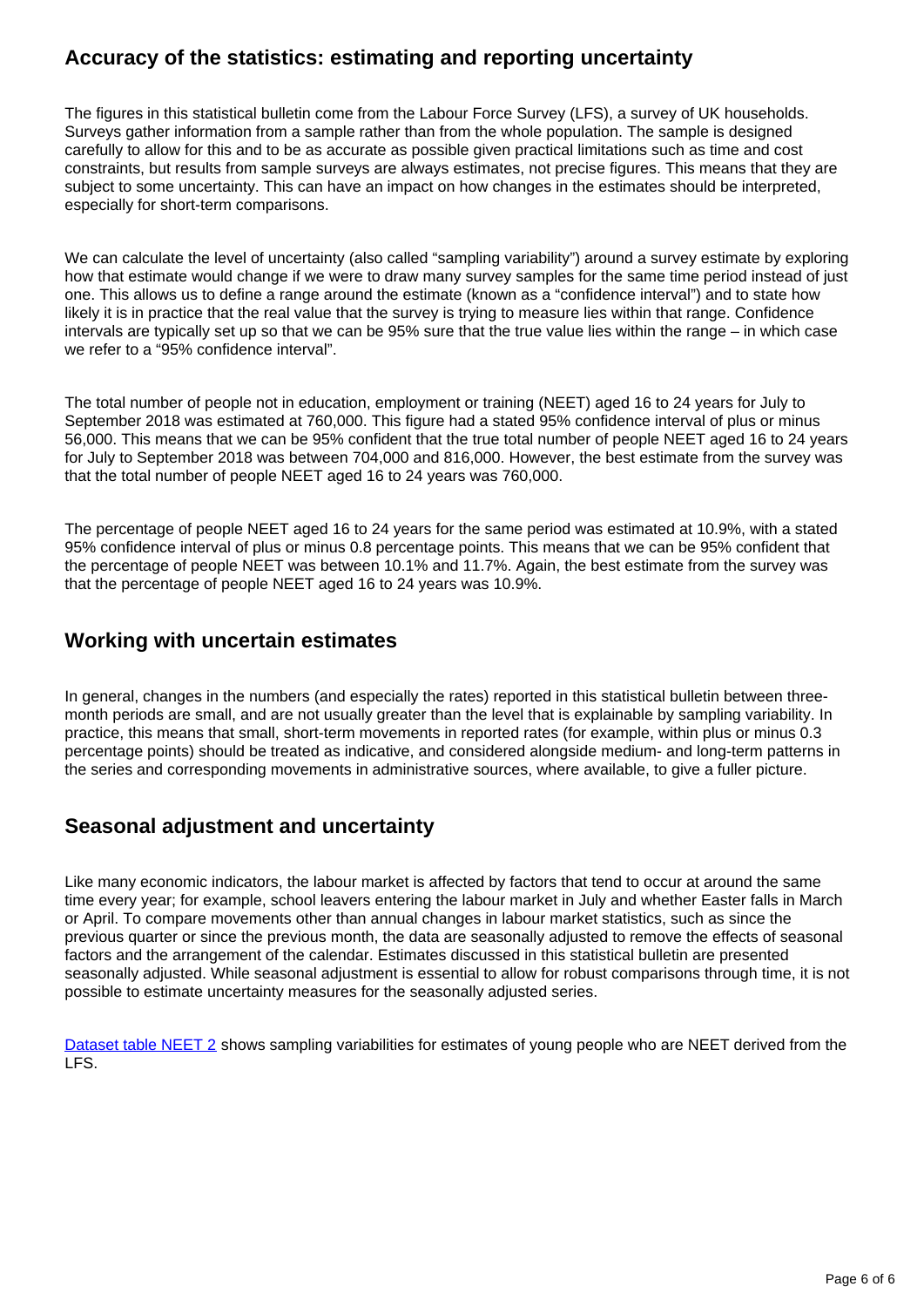## Accuracy of the statistics: estimating and reporting uncertainty

The figures in this statistical bulletin come from the Labour Force Survey (LFS), a survey of UK households. Surveys gather information from a sample rather than from the whole population. The sample is designed carefully to allow for this and to be as accurate as possible given practical limitations such as time and cost constraints, but results from sample surveys are always estimates, not precise figures. This means that they are subject to some uncertainty. This can have an impact on how changes in the estimates should be interpreted, especially for short-term comparisons.

We can calculate the level of uncertainty (also called "sampling variability") around a survey estimate by exploring how that estimate would change if we were to draw many survey samples for the same time period instead of just one. This allows us to define a range around the estimate (known as a "confidence interval") and to state how likely it is in practice that the real value that the survey is trying to measure lies within that range. Confidence intervals are typically set up so that we can be 95% sure that the true value lies within the range – in which case we refer to a "95% confidence interval".

The total number of people not in education, employment or training (NEET) aged 16 to 24 years for July to September 2018 was estimated at 760,000. This figure had a stated 95% confidence interval of plus or minus 56,000. This means that we can be 95% confident that the true total number of people NEET aged 16 to 24 years for July to September 2018 was between 704,000 and 816,000. However, the best estimate from the survey was that the total number of people NEET aged 16 to 24 years was 760,000.

The percentage of people NEET aged 16 to 24 years for the same period was estimated at 10.9%, with a stated 95% confidence interval of plus or minus 0.8 percentage points. This means that we can be 95% confident that the percentage of people NEET was between 10.1% and 11.7%. Again, the best estimate from the survey was that the percentage of people NEET aged 16 to 24 years was 10.9%.

## Working with uncertain estimates

In general, changes in the numbers (and especially the rates) reported in this statistical bulletin between three-month periods are small, and are not usually greater than the level that is explainable by sampling variability. In practice, this means that small, short-term movements in reported rates (for example, within plus or minus 0.3 percentage points) should be treated as indicative, and considered alongside medium- and long-term patterns in the series and corresponding movements in administrative sources, where available, to give a fuller picture.

## Seasonal adjustment and uncertainty

Like many economic indicators, the labour market is affected by factors that tend to occur at around the same time every year; for example, school leavers entering the labour market in July and whether Easter falls in March or April. To compare movements other than annual changes in labour market statistics, such as since the previous quarter or since the previous month, the data are seasonally adjusted to remove the effects of seasonal factors and the arrangement of the calendar. Estimates discussed in this statistical bulletin are presented seasonally adjusted. While seasonal adjustment is essential to allow for robust comparisons through time, it is not possible to estimate uncertainty measures for the seasonally adjusted series.

Dataset table NEET 2 shows sampling variabilities for estimates of young people who are NEET derived from the LFS.